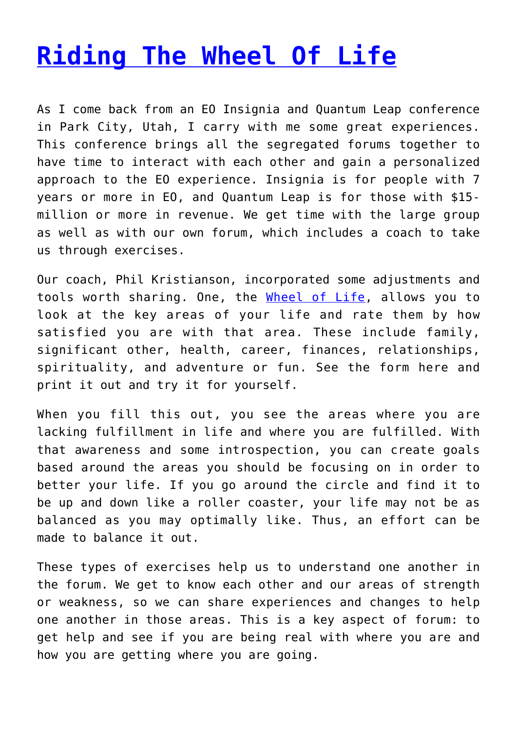# Riding The Wheel Of Life

As I come back from an EO Insignia and Quantum Leap conference in Park City, Utah, I carry with me some great experiences. This conference brings all the segregated forums together to have time to interact with each other and gain a personalized approach to the EO experience. Insignia is for people with 7 years or more in EO, and Quantum Leap is for those with $15-million or more in revenue. We get time with the large group as well as with our own forum, which includes a coach to take us through exercises.

Our coach, Phil Kristianson, incorporated some adjustments and tools worth sharing. One, the Wheel of Life, allows you to look at the key areas of your life and rate them by how satisfied you are with that area. These include family, significant other, health, career, finances, relationships, spirituality, and adventure or fun. See the form here and print it out and try it for yourself.

When you fill this out, you see the areas where you are lacking fulfillment in life and where you are fulfilled. With that awareness and some introspection, you can create goals based around the areas you should be focusing on in order to better your life. If you go around the circle and find it to be up and down like a roller coaster, your life may not be as balanced as you may optimally like. Thus, an effort can be made to balance it out.

These types of exercises help us to understand one another in the forum. We get to know each other and our areas of strength or weakness, so we can share experiences and changes to help one another in those areas. This is a key aspect of forum: to get help and see if you are being real with where you are and how you are getting where you are going.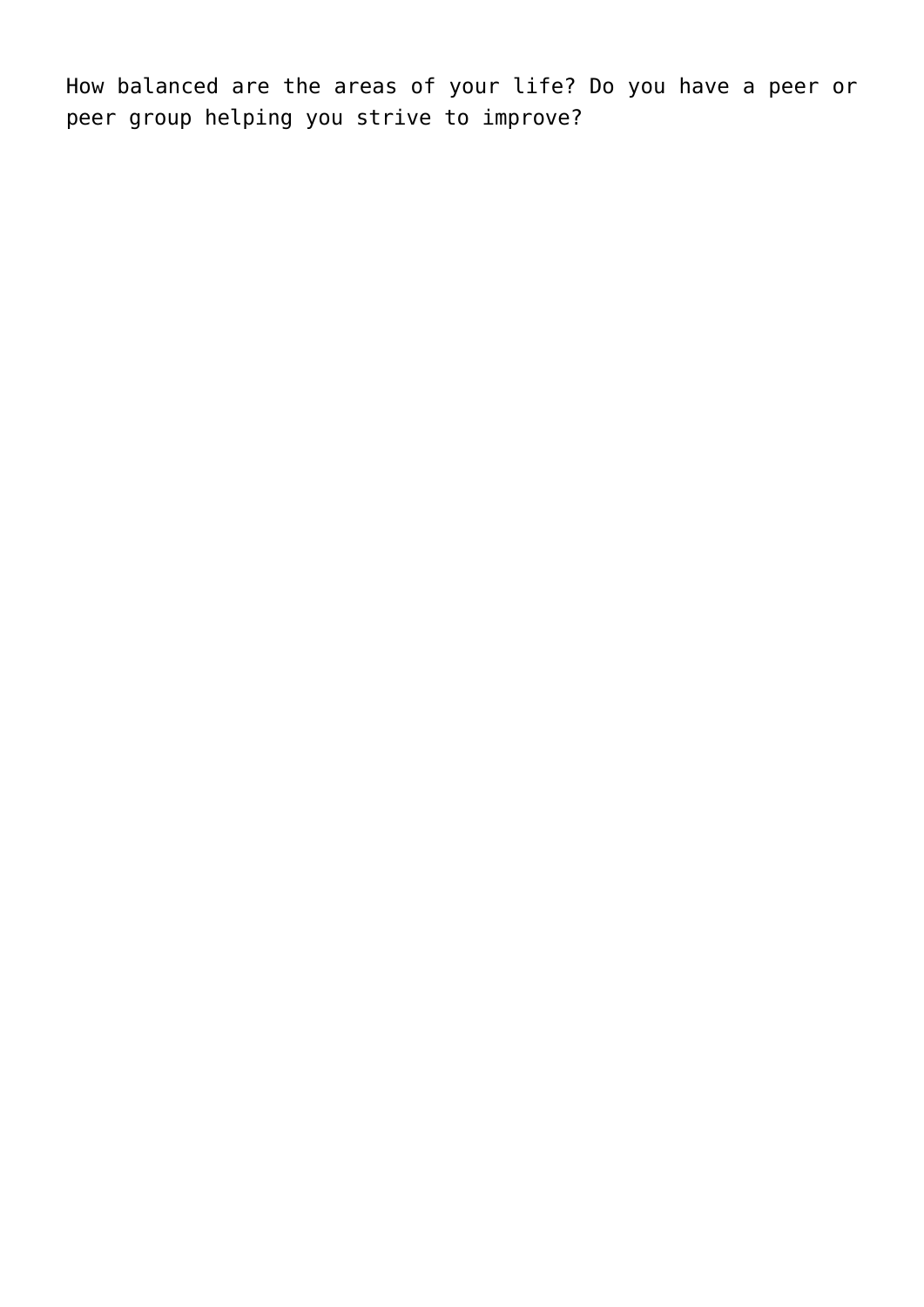How balanced are the areas of your life? Do you have a peer or peer group helping you strive to improve?